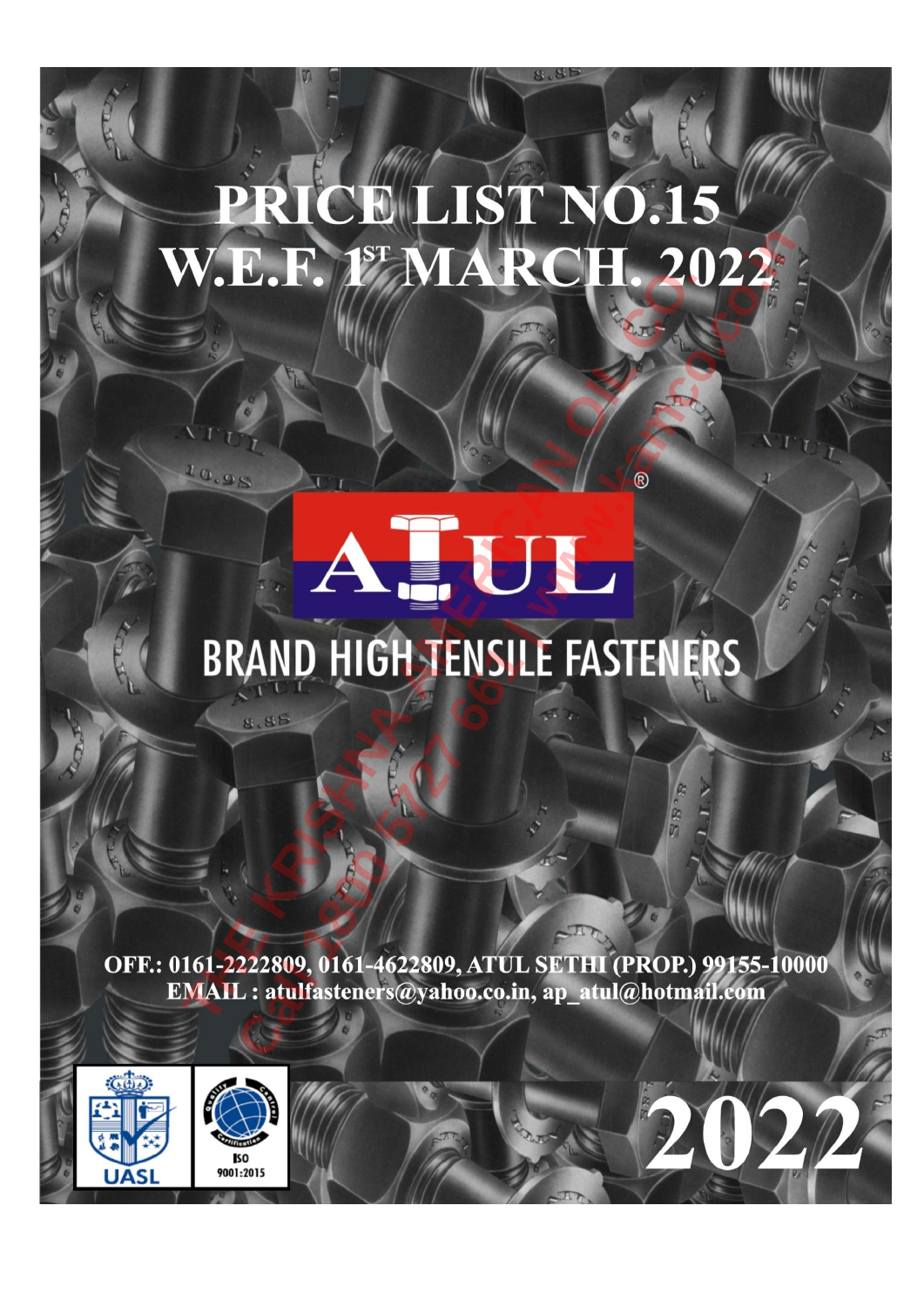# PRICE LIST NO.15
# W.E.F. 1ST MARCH. 2022

ATUL®

## BRAND HIGH TENSILE FASTENERS

**OFF.: 0161-2222809, 0161-4622809, ATUL SETHI (PROP.) 99155-10000**
**EMAIL : atulfasteners@yahoo.co.in, ap_atul@hotmail.com**

UASL

ISO 9001:2015

**2022**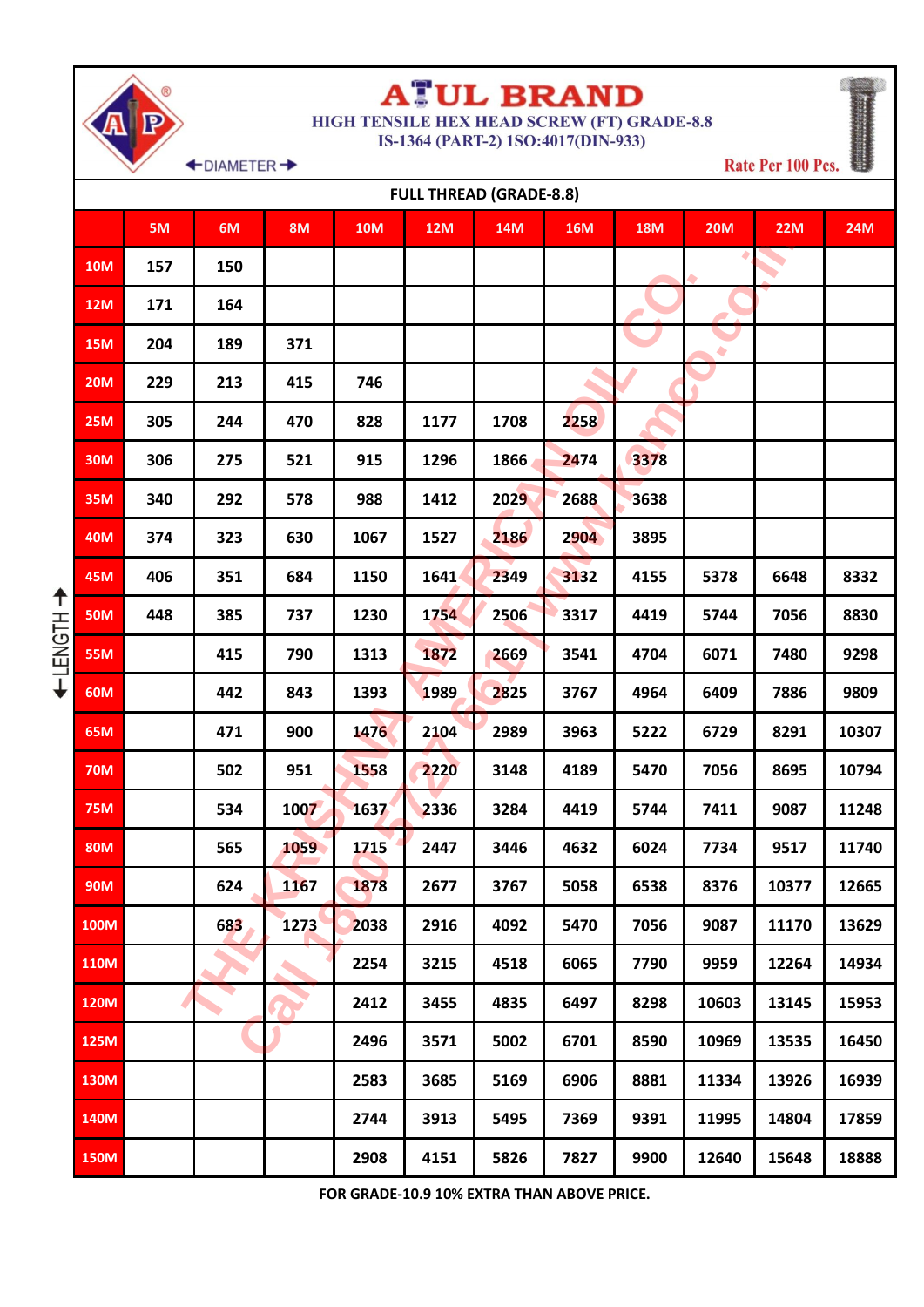# ATUL BRAND

**HIGH TENSILE HEX HEAD SCREW (FT) GRADE-8.8**
**IS-1364 (PART-2) 1SO:4017(DIN-933)**

←DIAMETER→

Rate Per 100 Pcs.

**FULL THREAD (GRADE-8.8)**

| LENGTH | 5M | 6M | 8M | 10M | 12M | 14M | 16M | 18M | 20M | 22M | 24M |
|---|---|---|---|---|---|---|---|---|---|---|---|
| 10M | 157 | 150 | | | | | | | | | |
| 12M | 171 | 164 | | | | | | | | | |
| 15M | 204 | 189 | 371 | | | | | | | | |
| 20M | 229 | 213 | 415 | 746 | | | | | | | |
| 25M | 305 | 244 | 470 | 828 | 1177 | 1708 | 2258 | | | | |
| 30M | 306 | 275 | 521 | 915 | 1296 | 1866 | 2474 | 3378 | | | |
| 35M | 340 | 292 | 578 | 988 | 1412 | 2029 | 2688 | 3638 | | | |
| 40M | 374 | 323 | 630 | 1067 | 1527 | 2186 | 2904 | 3895 | | | |
| 45M | 406 | 351 | 684 | 1150 | 1641 | 2349 | 3132 | 4155 | 5378 | 6648 | 8332 |
| 50M | 448 | 385 | 737 | 1230 | 1754 | 2506 | 3317 | 4419 | 5744 | 7056 | 8830 |
| 55M | | 415 | 790 | 1313 | 1872 | 2669 | 3541 | 4704 | 6071 | 7480 | 9298 |
| 60M | | 442 | 843 | 1393 | 1989 | 2825 | 3767 | 4964 | 6409 | 7886 | 9809 |
| 65M | | 471 | 900 | 1476 | 2104 | 2989 | 3963 | 5222 | 6729 | 8291 | 10307 |
| 70M | | 502 | 951 | 1558 | 2220 | 3148 | 4189 | 5470 | 7056 | 8695 | 10794 |
| 75M | | 534 | 1007 | 1637 | 2336 | 3284 | 4419 | 5744 | 7411 | 9087 | 11248 |
| 80M | | 565 | 1059 | 1715 | 2447 | 3446 | 4632 | 6024 | 7734 | 9517 | 11740 |
| 90M | | 624 | 1167 | 1878 | 2677 | 3767 | 5058 | 6538 | 8376 | 10377 | 12665 |
| 100M | | 683 | 1273 | 2038 | 2916 | 4092 | 5470 | 7056 | 9087 | 11170 | 13629 |
| 110M | | | | 2254 | 3215 | 4518 | 6065 | 7790 | 9959 | 12264 | 14934 |
| 120M | | | | 2412 | 3455 | 4835 | 6497 | 8298 | 10603 | 13145 | 15953 |
| 125M | | | | 2496 | 3571 | 5002 | 6701 | 8590 | 10969 | 13535 | 16450 |
| 130M | | | | 2583 | 3685 | 5169 | 6906 | 8881 | 11334 | 13926 | 16939 |
| 140M | | | | 2744 | 3913 | 5495 | 7369 | 9391 | 11995 | 14804 | 17859 |
| 150M | | | | 2908 | 4151 | 5826 | 7827 | 9900 | 12640 | 15648 | 18888 |

**FOR GRADE-10.9 10% EXTRA THAN ABOVE PRICE.**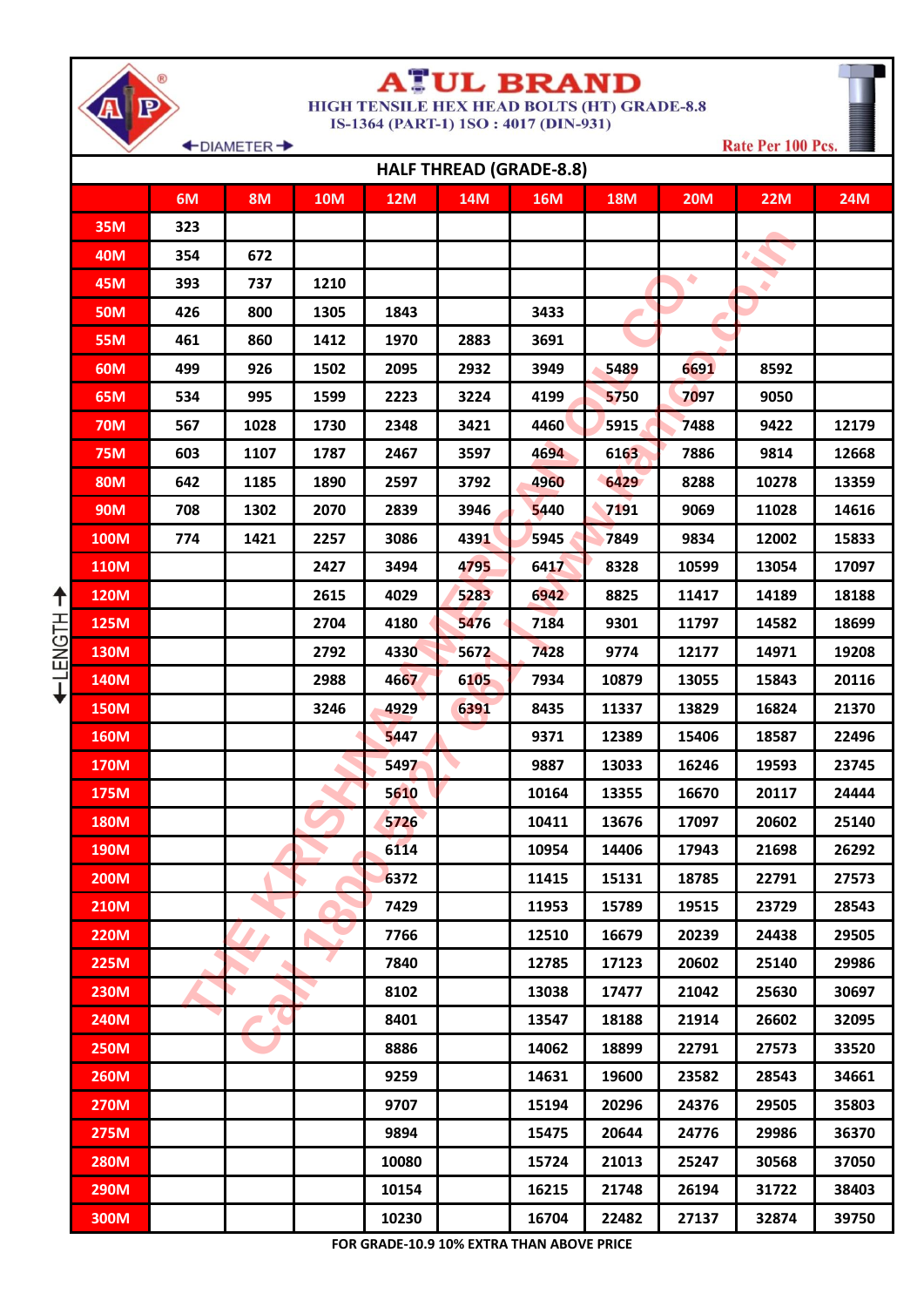# ATUL BRAND

**HIGH TENSILE HEX HEAD BOLTS (HT) GRADE-8.8**

**IS-1364 (PART-1) ISO : 4017 (DIN-931)**

Rate Per 100 Pcs.

## HALF THREAD (GRADE-8.8)

| LENGTH \ DIAMETER | 6M | 8M | 10M | 12M | 14M | 16M | 18M | 20M | 22M | 24M |
|---|---|---|---|---|---|---|---|---|---|---|
| 35M | 323 | | | | | | | | | |
| 40M | 354 | 672 | | | | | | | | |
| 45M | 393 | 737 | 1210 | | | | | | | |
| 50M | 426 | 800 | 1305 | 1843 | | 3433 | | | | |
| 55M | 461 | 860 | 1412 | 1970 | 2883 | 3691 | | | | |
| 60M | 499 | 926 | 1502 | 2095 | 2932 | 3949 | 5489 | 6691 | 8592 | |
| 65M | 534 | 995 | 1599 | 2223 | 3224 | 4199 | 5750 | 7097 | 9050 | |
| 70M | 567 | 1028 | 1730 | 2348 | 3421 | 4460 | 5915 | 7488 | 9422 | 12179 |
| 75M | 603 | 1107 | 1787 | 2467 | 3597 | 4694 | 6163 | 7886 | 9814 | 12668 |
| 80M | 642 | 1185 | 1890 | 2597 | 3792 | 4960 | 6429 | 8288 | 10278 | 13359 |
| 90M | 708 | 1302 | 2070 | 2839 | 3946 | 5440 | 7191 | 9069 | 11028 | 14616 |
| 100M | 774 | 1421 | 2257 | 3086 | 4391 | 5945 | 7849 | 9834 | 12002 | 15833 |
| 110M | | | 2427 | 3494 | 4795 | 6417 | 8328 | 10599 | 13054 | 17097 |
| 120M | | | 2615 | 4029 | 5283 | 6942 | 8825 | 11417 | 14189 | 18188 |
| 125M | | | 2704 | 4180 | 5476 | 7184 | 9301 | 11797 | 14582 | 18699 |
| 130M | | | 2792 | 4330 | 5672 | 7428 | 9774 | 12177 | 14971 | 19208 |
| 140M | | | 2988 | 4667 | 6105 | 7934 | 10879 | 13055 | 15843 | 20116 |
| 150M | | | 3246 | 4929 | 6391 | 8435 | 11337 | 13829 | 16824 | 21370 |
| 160M | | | | 5447 | | 9371 | 12389 | 15406 | 18587 | 22496 |
| 170M | | | | 5497 | | 9887 | 13033 | 16246 | 19593 | 23745 |
| 175M | | | | 5610 | | 10164 | 13355 | 16670 | 20117 | 24444 |
| 180M | | | | 5726 | | 10411 | 13676 | 17097 | 20602 | 25140 |
| 190M | | | | 6114 | | 10954 | 14406 | 17943 | 21698 | 26292 |
| 200M | | | | 6372 | | 11415 | 15131 | 18785 | 22791 | 27573 |
| 210M | | | | 7429 | | 11953 | 15789 | 19515 | 23729 | 28543 |
| 220M | | | | 7766 | | 12510 | 16679 | 20239 | 24438 | 29505 |
| 225M | | | | 7840 | | 12785 | 17123 | 20602 | 25140 | 29986 |
| 230M | | | | 8102 | | 13038 | 17477 | 21042 | 25630 | 30697 |
| 240M | | | | 8401 | | 13547 | 18188 | 21914 | 26602 | 32095 |
| 250M | | | | 8886 | | 14062 | 18899 | 22791 | 27573 | 33520 |
| 260M | | | | 9259 | | 14631 | 19600 | 23582 | 28543 | 34661 |
| 270M | | | | 9707 | | 15194 | 20296 | 24376 | 29505 | 35803 |
| 275M | | | | 9894 | | 15475 | 20644 | 24776 | 29986 | 36370 |
| 280M | | | | 10080 | | 15724 | 21013 | 25247 | 30568 | 37050 |
| 290M | | | | 10154 | | 16215 | 21748 | 26194 | 31722 | 38403 |
| 300M | | | | 10230 | | 16704 | 22482 | 27137 | 32874 | 39750 |

**FOR GRADE-10.9 10% EXTRA THAN ABOVE PRICE**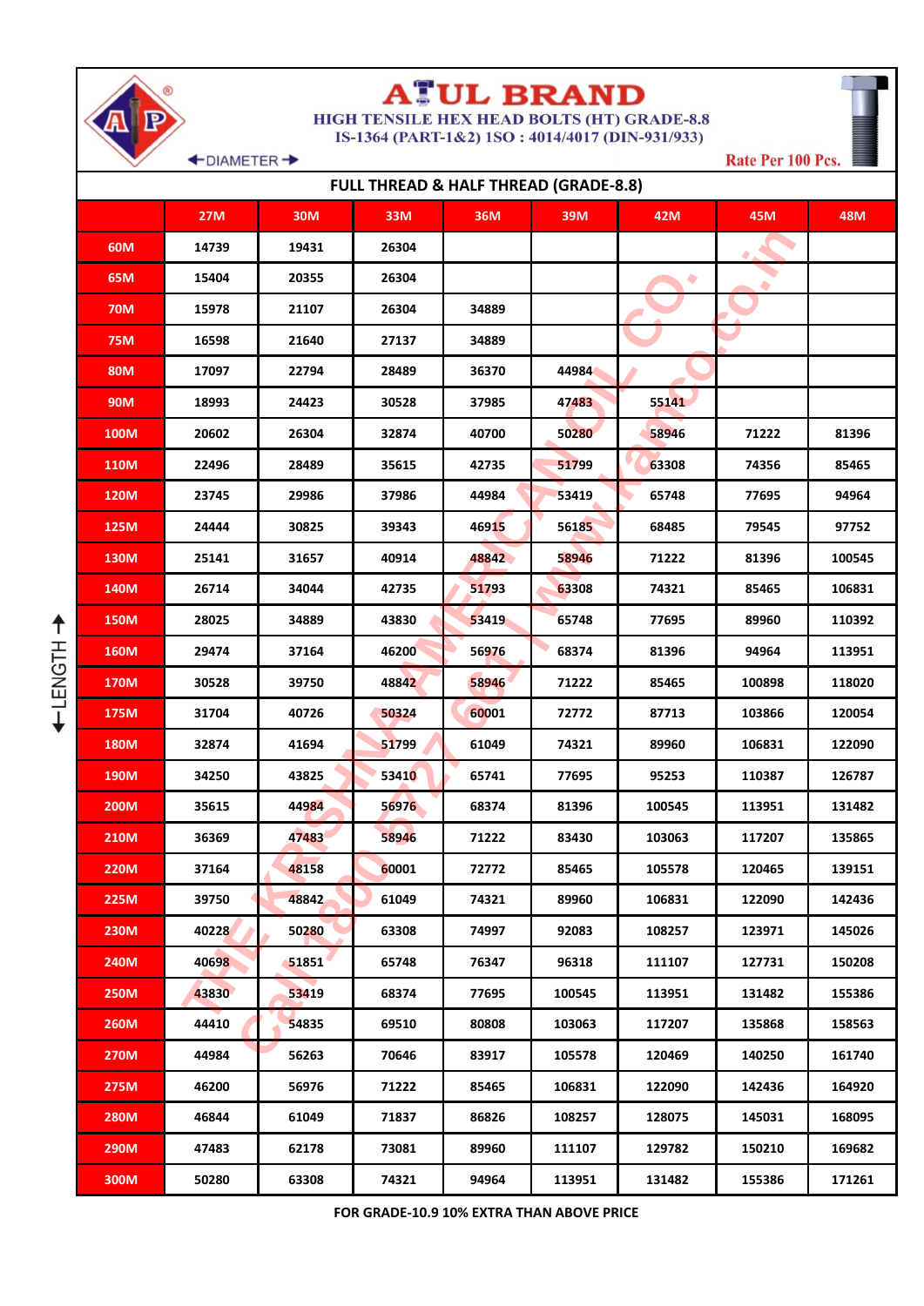# ATUL BRAND

**HIGH TENSILE HEX HEAD BOLTS (HT) GRADE-8.8**
**IS-1364 (PART-1&2) ISO : 4014/4017 (DIN-931/933)**

←DIAMETER→

Rate Per 100 Pcs.

## FULL THREAD & HALF THREAD (GRADE-8.8)

←LENGTH→

| | 27M | 30M | 33M | 36M | 39M | 42M | 45M | 48M |
|---|---|---|---|---|---|---|---|---|
| 60M | 14739 | 19431 | 26304 | | | | | |
| 65M | 15404 | 20355 | 26304 | | | | | |
| 70M | 15978 | 21107 | 26304 | 34889 | | | | |
| 75M | 16598 | 21640 | 27137 | 34889 | | | | |
| 80M | 17097 | 22794 | 28489 | 36370 | 44984 | | | |
| 90M | 18993 | 24423 | 30528 | 37985 | 47483 | 55141 | | |
| 100M | 20602 | 26304 | 32874 | 40700 | 50280 | 58946 | 71222 | 81396 |
| 110M | 22496 | 28489 | 35615 | 42735 | 51799 | 63308 | 74356 | 85465 |
| 120M | 23745 | 29986 | 37986 | 44984 | 53419 | 65748 | 77695 | 94964 |
| 125M | 24444 | 30825 | 39343 | 46915 | 56185 | 68485 | 79545 | 97752 |
| 130M | 25141 | 31657 | 40914 | 48842 | 58946 | 71222 | 81396 | 100545 |
| 140M | 26714 | 34044 | 42735 | 51793 | 63308 | 74321 | 85465 | 106831 |
| 150M | 28025 | 34889 | 43830 | 53419 | 65748 | 77695 | 89960 | 110392 |
| 160M | 29474 | 37164 | 46200 | 56976 | 68374 | 81396 | 94964 | 113951 |
| 170M | 30528 | 39750 | 48842 | 58946 | 71222 | 85465 | 100898 | 118020 |
| 175M | 31704 | 40726 | 50324 | 60001 | 72772 | 87713 | 103866 | 120054 |
| 180M | 32874 | 41694 | 51799 | 61049 | 74321 | 89960 | 106831 | 122090 |
| 190M | 34250 | 43825 | 53410 | 65741 | 77695 | 95253 | 110387 | 126787 |
| 200M | 35615 | 44984 | 56976 | 68374 | 81396 | 100545 | 113951 | 131482 |
| 210M | 36369 | 47483 | 58946 | 71222 | 83430 | 103063 | 117207 | 135865 |
| 220M | 37164 | 48158 | 60001 | 72772 | 85465 | 105578 | 120465 | 139151 |
| 225M | 39750 | 48842 | 61049 | 74321 | 89960 | 106831 | 122090 | 142436 |
| 230M | 40228 | 50280 | 63308 | 74997 | 92083 | 108257 | 123971 | 145026 |
| 240M | 40698 | 51851 | 65748 | 76347 | 96318 | 111107 | 127731 | 150208 |
| 250M | 43830 | 53419 | 68374 | 77695 | 100545 | 113951 | 131482 | 155386 |
| 260M | 44410 | 54835 | 69510 | 80808 | 103063 | 117207 | 135868 | 158563 |
| 270M | 44984 | 56263 | 70646 | 83917 | 105578 | 120469 | 140250 | 161740 |
| 275M | 46200 | 56976 | 71222 | 85465 | 106831 | 122090 | 142436 | 164920 |
| 280M | 46844 | 61049 | 71837 | 86826 | 108257 | 128075 | 145031 | 168095 |
| 290M | 47483 | 62178 | 73081 | 89960 | 111107 | 129782 | 150210 | 169682 |
| 300M | 50280 | 63308 | 74321 | 94964 | 113951 | 131482 | 155386 | 171261 |

**FOR GRADE-10.9 10% EXTRA THAN ABOVE PRICE**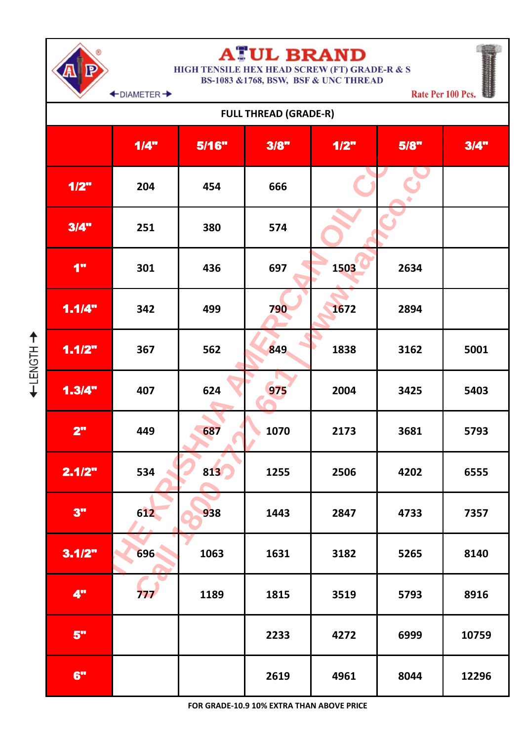# ATUL BRAND

HIGH TENSILE HEX HEAD SCREW (FT) GRADE-R & S
BS-1083 &1768, BSW, BSF & UNC THREAD

←DIAMETER→

Rate Per 100 Pcs.

## FULL THREAD (GRADE-R)

| ←LENGTH→ | 1/4" | 5/16" | 3/8" | 1/2" | 5/8" | 3/4" |
|---|---|---|---|---|---|---|
| 1/2" | 204 | 454 | 666 | | | |
| 3/4" | 251 | 380 | 574 | | | |
| 1" | 301 | 436 | 697 | 1503 | 2634 | |
| 1.1/4" | 342 | 499 | 790 | 1672 | 2894 | |
| 1.1/2" | 367 | 562 | 849 | 1838 | 3162 | 5001 |
| 1.3/4" | 407 | 624 | 975 | 2004 | 3425 | 5403 |
| 2" | 449 | 687 | 1070 | 2173 | 3681 | 5793 |
| 2.1/2" | 534 | 813 | 1255 | 2506 | 4202 | 6555 |
| 3" | 612 | 938 | 1443 | 2847 | 4733 | 7357 |
| 3.1/2" | 696 | 1063 | 1631 | 3182 | 5265 | 8140 |
| 4" | 777 | 1189 | 1815 | 3519 | 5793 | 8916 |
| 5" | | | 2233 | 4272 | 6999 | 10759 |
| 6" | | | 2619 | 4961 | 8044 | 12296 |

FOR GRADE-10.9 10% EXTRA THAN ABOVE PRICE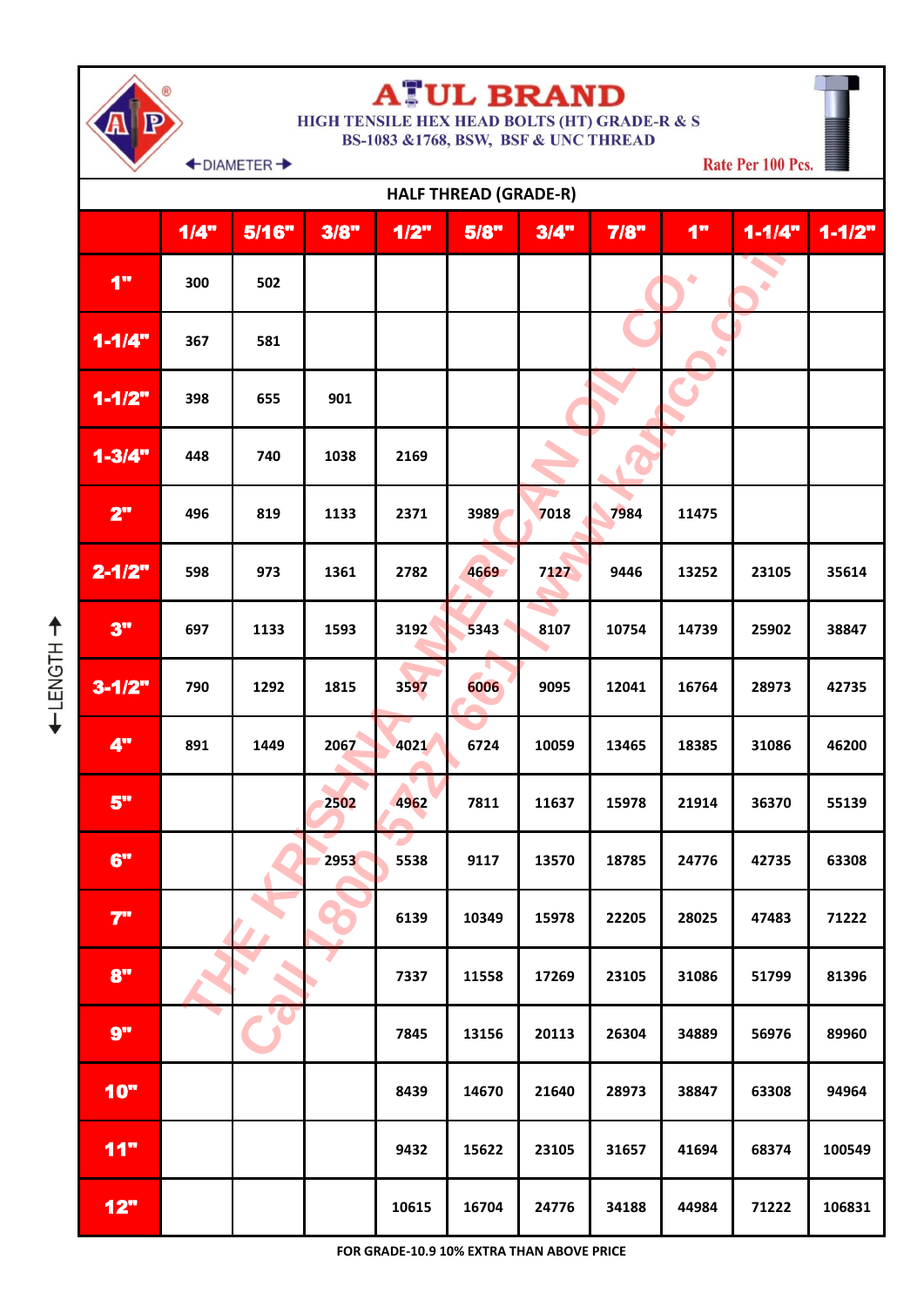# ATUL BRAND

**HIGH TENSILE HEX HEAD BOLTS (HT) GRADE-R & S**
**BS-1083 &1768, BSW, BSF & UNC THREAD**

←DIAMETER→

Rate Per 100 Pcs.

←LENGTH→

## HALF THREAD (GRADE-R)

| | 1/4" | 5/16" | 3/8" | 1/2" | 5/8" | 3/4" | 7/8" | 1" | 1-1/4" | 1-1/2" |
|---|---|---|---|---|---|---|---|---|---|---|
| 1" | 300 | 502 | | | | | | | | |
| 1-1/4" | 367 | 581 | | | | | | | | |
| 1-1/2" | 398 | 655 | 901 | | | | | | | |
| 1-3/4" | 448 | 740 | 1038 | 2169 | | | | | | |
| 2" | 496 | 819 | 1133 | 2371 | 3989 | 7018 | 7984 | 11475 | | |
| 2-1/2" | 598 | 973 | 1361 | 2782 | 4669 | 7127 | 9446 | 13252 | 23105 | 35614 |
| 3" | 697 | 1133 | 1593 | 3192 | 5343 | 8107 | 10754 | 14739 | 25902 | 38847 |
| 3-1/2" | 790 | 1292 | 1815 | 3597 | 6006 | 9095 | 12041 | 16764 | 28973 | 42735 |
| 4" | 891 | 1449 | 2067 | 4021 | 6724 | 10059 | 13465 | 18385 | 31086 | 46200 |
| 5" | | | 2502 | 4962 | 7811 | 11637 | 15978 | 21914 | 36370 | 55139 |
| 6" | | | 2953 | 5538 | 9117 | 13570 | 18785 | 24776 | 42735 | 63308 |
| 7" | | | | 6139 | 10349 | 15978 | 22205 | 28025 | 47483 | 71222 |
| 8" | | | | 7337 | 11558 | 17269 | 23105 | 31086 | 51799 | 81396 |
| 9" | | | | 7845 | 13156 | 20113 | 26304 | 34889 | 56976 | 89960 |
| 10" | | | | 8439 | 14670 | 21640 | 28973 | 38847 | 63308 | 94964 |
| 11" | | | | 9432 | 15622 | 23105 | 31657 | 41694 | 68374 | 100549 |
| 12" | | | | 10615 | 16704 | 24776 | 34188 | 44984 | 71222 | 106831 |

FOR GRADE-10.9 10% EXTRA THAN ABOVE PRICE

THE KRISHNA AMERICAN OIL CO. | www.kamco.co.in
Call 1800 572 1661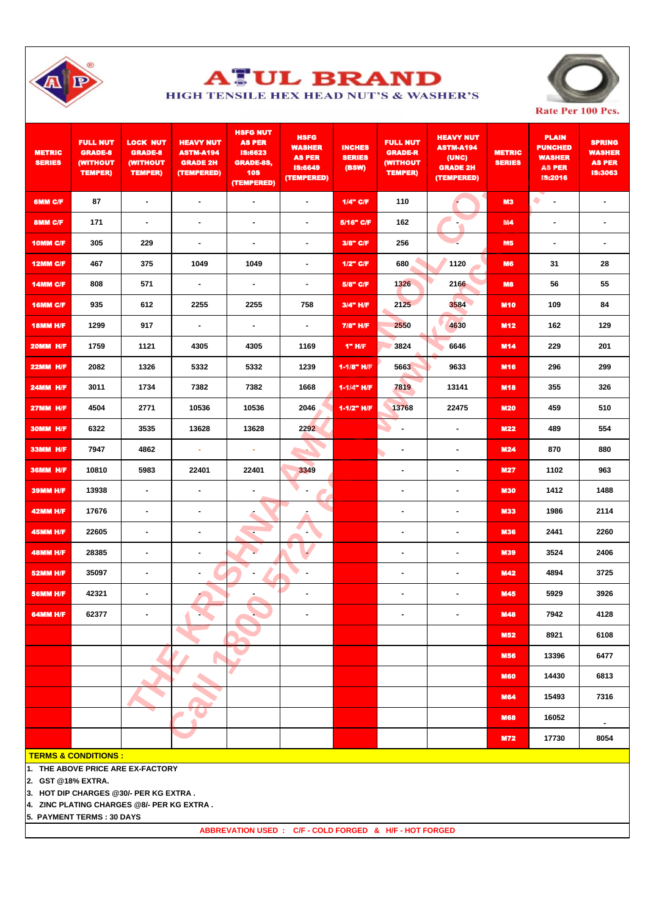# ATUL BRAND

## HIGH TENSILE HEX HEAD NUT'S & WASHER'S

Rate Per 100 Pcs.

| METRIC SERIES | FULL NUT GRADE-8 (WITHOUT TEMPER) | LOCK NUT GRADE-8 (WITHOUT TEMPER) | HEAVY NUT ASTM-A194 GRADE 2H (TEMPERED) | HSFG NUT AS PER IS:6623 GRADE-8S, 10S (TEMPERED) | HSFG WASHER AS PER IS:6649 (TEMPERED) | INCHES SERIES (BSW) | FULL NUT GRADE-R (WITHOUT TEMPER) | HEAVY NUT ASTM-A194 (UNC) GRADE 2H (TEMPERED) | METRIC SERIES | PLAIN PUNCHED WASHER AS PER IS:2016 | SPRING WASHER AS PER IS:3063 |
|---|---|---|---|---|---|---|---|---|---|---|---|
| 6MM C/F | 87 | - | - | - | - | 1/4" C/F | 110 | - | M3 | - | - |
| 8MM C/F | 171 | - | - | - | - | 5/16" C/F | 162 | - | M4 | - | - |
| 10MM C/F | 305 | 229 | - | - | - | 3/8" C/F | 256 | - | M5 | - | - |
| 12MM C/F | 467 | 375 | 1049 | 1049 | - | 1/2" C/F | 680 | 1120 | M6 | 31 | 28 |
| 14MM C/F | 808 | 571 | - | - | - | 5/8" C/F | 1326 | 2166 | M8 | 56 | 55 |
| 16MM C/F | 935 | 612 | 2255 | 2255 | 758 | 3/4" H/F | 2125 | 3584 | M10 | 109 | 84 |
| 18MM H/F | 1299 | 917 | - | - | - | 7/8" H/F | 2550 | 4630 | M12 | 162 | 129 |
| 20MM H/F | 1759 | 1121 | 4305 | 4305 | 1169 | 1" H/F | 3824 | 6646 | M14 | 229 | 201 |
| 22MM H/F | 2082 | 1326 | 5332 | 5332 | 1239 | 1-1/8" H/F | 5663 | 9633 | M16 | 296 | 299 |
| 24MM H/F | 3011 | 1734 | 7382 | 7382 | 1668 | 1-1/4" H/F | 7819 | 13141 | M18 | 355 | 326 |
| 27MM H/F | 4504 | 2771 | 10536 | 10536 | 2046 | 1-1/2" H/F | 13768 | 22475 | M20 | 459 | 510 |
| 30MM H/F | 6322 | 3535 | 13628 | 13628 | 2292 | | - | - | M22 | 489 | 554 |
| 33MM H/F | 7947 | 4862 | - | - | - | | - | - | M24 | 870 | 880 |
| 36MM H/F | 10810 | 5983 | 22401 | 22401 | 3349 | | - | - | M27 | 1102 | 963 |
| 39MM H/F | 13938 | - | - | - | - | | - | - | M30 | 1412 | 1488 |
| 42MM H/F | 17676 | - | - | - | - | | - | - | M33 | 1986 | 2114 |
| 45MM H/F | 22605 | - | - | - | - | | - | - | M36 | 2441 | 2260 |
| 48MM H/F | 28385 | - | - | - | - | | - | - | M39 | 3524 | 2406 |
| 52MM H/F | 35097 | - | - | - | - | | - | - | M42 | 4894 | 3725 |
| 56MM H/F | 42321 | - | - | - | - | | - | - | M45 | 5929 | 3926 |
| 64MM H/F | 62377 | - | - | - | - | | - | - | M48 | 7942 | 4128 |
| | | | | | | | | | M52 | 8921 | 6108 |
| | | | | | | | | | M56 | 13396 | 6477 |
| | | | | | | | | | M60 | 14430 | 6813 |
| | | | | | | | | | M64 | 15493 | 7316 |
| | | | | | | | | | M68 | 16052 | - |
| | | | | | | | | | M72 | 17730 | 8054 |

**TERMS & CONDITIONS :**

1. THE ABOVE PRICE ARE EX-FACTORY
2. GST @18% EXTRA.
3. HOT DIP CHARGES @30/- PER KG EXTRA .
4. ZINC PLATING CHARGES @8/- PER KG EXTRA .
5. PAYMENT TERMS : 30 DAYS

ABBREVIATION USED : C/F - COLD FORGED & H/F - HOT FORGED